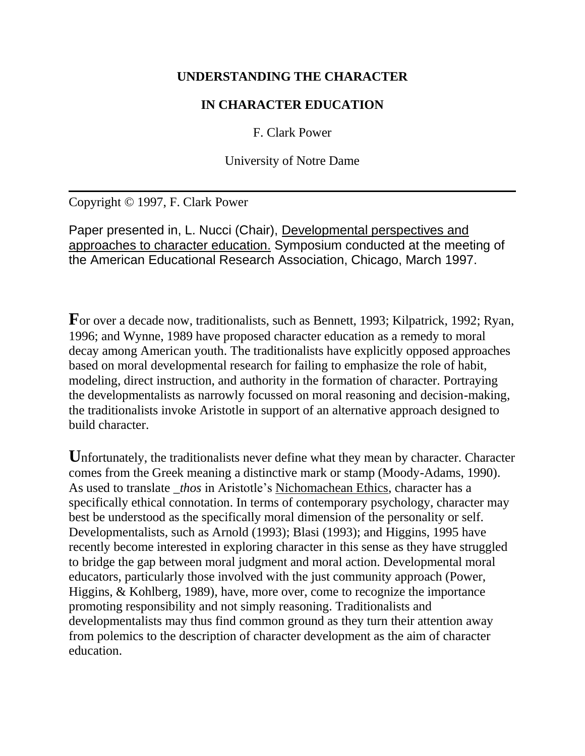# UNDERSTANDING THE CHARACTER

# IN CHARACTER EDUCATION

F. Clark Power

University of Notre Dame

---

Copyright © 1997, F. Clark Power

Paper presented in, L. Nucci (Chair), Developmental perspectives and approaches to character education. Symposium conducted at the meeting of the American Educational Research Association, Chicago, March 1997.

**F**or over a decade now, traditionalists, such as Bennett, 1993; Kilpatrick, 1992; Ryan, 1996; and Wynne, 1989 have proposed character education as a remedy to moral decay among American youth. The traditionalists have explicitly opposed approaches based on moral developmental research for failing to emphasize the role of habit, modeling, direct instruction, and authority in the formation of character. Portraying the developmentalists as narrowly focussed on moral reasoning and decision-making, the traditionalists invoke Aristotle in support of an alternative approach designed to build character.

**U**nfortunately, the traditionalists never define what they mean by character. Character comes from the Greek meaning a distinctive mark or stamp (Moody-Adams, 1990). As used to translate *_thos* in Aristotle's Nichomachean Ethics, character has a specifically ethical connotation. In terms of contemporary psychology, character may best be understood as the specifically moral dimension of the personality or self. Developmentalists, such as Arnold (1993); Blasi (1993); and Higgins, 1995 have recently become interested in exploring character in this sense as they have struggled to bridge the gap between moral judgment and moral action. Developmental moral educators, particularly those involved with the just community approach (Power, Higgins, & Kohlberg, 1989), have, more over, come to recognize the importance promoting responsibility and not simply reasoning. Traditionalists and developmentalists may thus find common ground as they turn their attention away from polemics to the description of character development as the aim of character education.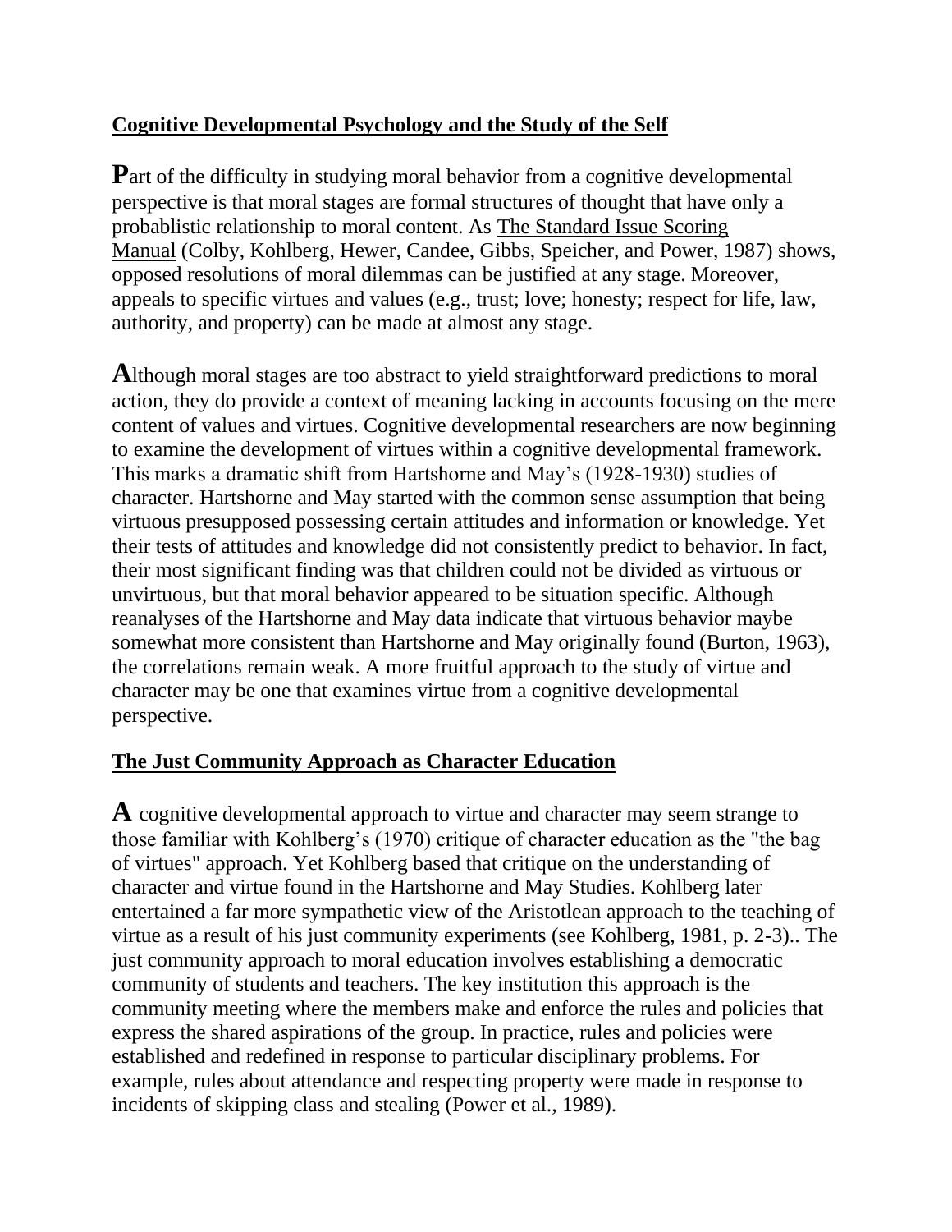## Cognitive Developmental Psychology and the Study of the Self

**P**art of the difficulty in studying moral behavior from a cognitive developmental perspective is that moral stages are formal structures of thought that have only a probablistic relationship to moral content. As The Standard Issue Scoring Manual (Colby, Kohlberg, Hewer, Candee, Gibbs, Speicher, and Power, 1987) shows, opposed resolutions of moral dilemmas can be justified at any stage. Moreover, appeals to specific virtues and values (e.g., trust; love; honesty; respect for life, law, authority, and property) can be made at almost any stage.

**A**lthough moral stages are too abstract to yield straightforward predictions to moral action, they do provide a context of meaning lacking in accounts focusing on the mere content of values and virtues. Cognitive developmental researchers are now beginning to examine the development of virtues within a cognitive developmental framework. This marks a dramatic shift from Hartshorne and May's (1928-1930) studies of character. Hartshorne and May started with the common sense assumption that being virtuous presupposed possessing certain attitudes and information or knowledge. Yet their tests of attitudes and knowledge did not consistently predict to behavior. In fact, their most significant finding was that children could not be divided as virtuous or unvirtuous, but that moral behavior appeared to be situation specific. Although reanalyses of the Hartshorne and May data indicate that virtuous behavior maybe somewhat more consistent than Hartshorne and May originally found (Burton, 1963), the correlations remain weak. A more fruitful approach to the study of virtue and character may be one that examines virtue from a cognitive developmental perspective.

## The Just Community Approach as Character Education

**A** cognitive developmental approach to virtue and character may seem strange to those familiar with Kohlberg's (1970) critique of character education as the "the bag of virtues" approach. Yet Kohlberg based that critique on the understanding of character and virtue found in the Hartshorne and May Studies. Kohlberg later entertained a far more sympathetic view of the Aristotlean approach to the teaching of virtue as a result of his just community experiments (see Kohlberg, 1981, p. 2-3).. The just community approach to moral education involves establishing a democratic community of students and teachers. The key institution this approach is the community meeting where the members make and enforce the rules and policies that express the shared aspirations of the group. In practice, rules and policies were established and redefined in response to particular disciplinary problems. For example, rules about attendance and respecting property were made in response to incidents of skipping class and stealing (Power et al., 1989).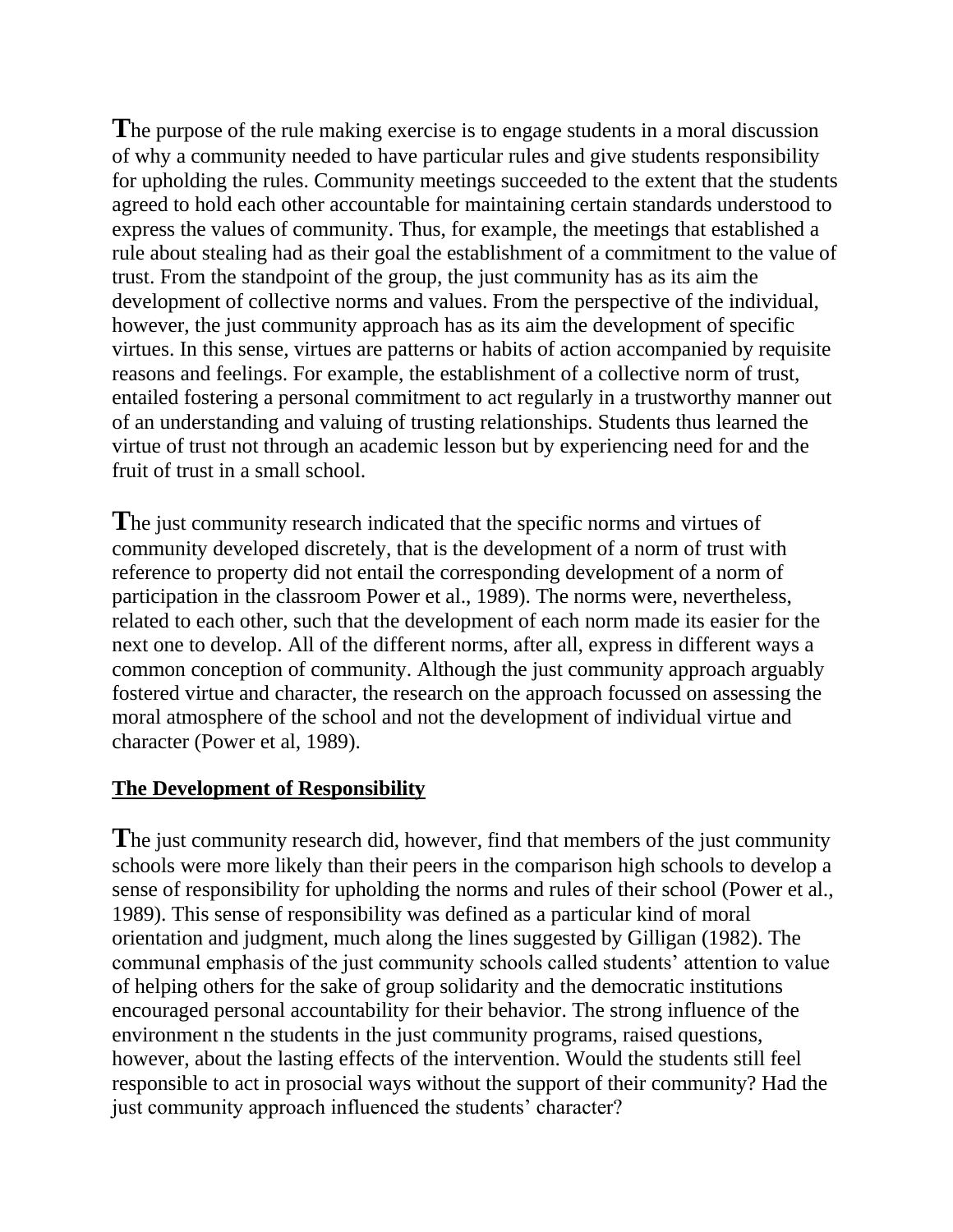The purpose of the rule making exercise is to engage students in a moral discussion of why a community needed to have particular rules and give students responsibility for upholding the rules. Community meetings succeeded to the extent that the students agreed to hold each other accountable for maintaining certain standards understood to express the values of community. Thus, for example, the meetings that established a rule about stealing had as their goal the establishment of a commitment to the value of trust. From the standpoint of the group, the just community has as its aim the development of collective norms and values. From the perspective of the individual, however, the just community approach has as its aim the development of specific virtues. In this sense, virtues are patterns or habits of action accompanied by requisite reasons and feelings. For example, the establishment of a collective norm of trust, entailed fostering a personal commitment to act regularly in a trustworthy manner out of an understanding and valuing of trusting relationships. Students thus learned the virtue of trust not through an academic lesson but by experiencing need for and the fruit of trust in a small school.

The just community research indicated that the specific norms and virtues of community developed discretely, that is the development of a norm of trust with reference to property did not entail the corresponding development of a norm of participation in the classroom Power et al., 1989). The norms were, nevertheless, related to each other, such that the development of each norm made its easier for the next one to develop. All of the different norms, after all, express in different ways a common conception of community. Although the just community approach arguably fostered virtue and character, the research on the approach focussed on assessing the moral atmosphere of the school and not the development of individual virtue and character (Power et al, 1989).

## The Development of Responsibility

The just community research did, however, find that members of the just community schools were more likely than their peers in the comparison high schools to develop a sense of responsibility for upholding the norms and rules of their school (Power et al., 1989). This sense of responsibility was defined as a particular kind of moral orientation and judgment, much along the lines suggested by Gilligan (1982). The communal emphasis of the just community schools called students' attention to value of helping others for the sake of group solidarity and the democratic institutions encouraged personal accountability for their behavior. The strong influence of the environment n the students in the just community programs, raised questions, however, about the lasting effects of the intervention. Would the students still feel responsible to act in prosocial ways without the support of their community? Had the just community approach influenced the students' character?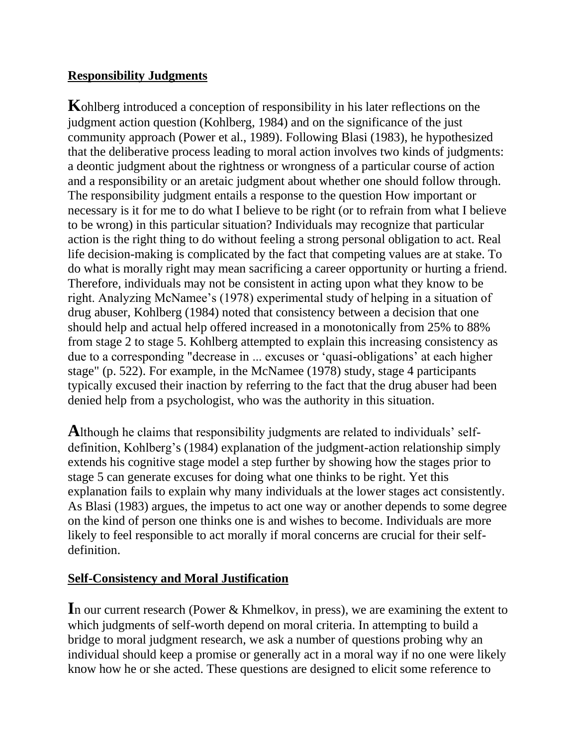## Responsibility Judgments

Kohlberg introduced a conception of responsibility in his later reflections on the judgment action question (Kohlberg, 1984) and on the significance of the just community approach (Power et al., 1989). Following Blasi (1983), he hypothesized that the deliberative process leading to moral action involves two kinds of judgments: a deontic judgment about the rightness or wrongness of a particular course of action and a responsibility or an aretaic judgment about whether one should follow through. The responsibility judgment entails a response to the question How important or necessary is it for me to do what I believe to be right (or to refrain from what I believe to be wrong) in this particular situation? Individuals may recognize that particular action is the right thing to do without feeling a strong personal obligation to act. Real life decision-making is complicated by the fact that competing values are at stake. To do what is morally right may mean sacrificing a career opportunity or hurting a friend. Therefore, individuals may not be consistent in acting upon what they know to be right. Analyzing McNamee's (1978) experimental study of helping in a situation of drug abuser, Kohlberg (1984) noted that consistency between a decision that one should help and actual help offered increased in a monotonically from 25% to 88% from stage 2 to stage 5. Kohlberg attempted to explain this increasing consistency as due to a corresponding "decrease in ... excuses or 'quasi-obligations' at each higher stage" (p. 522). For example, in the McNamee (1978) study, stage 4 participants typically excused their inaction by referring to the fact that the drug abuser had been denied help from a psychologist, who was the authority in this situation.

Although he claims that responsibility judgments are related to individuals' self-definition, Kohlberg's (1984) explanation of the judgment-action relationship simply extends his cognitive stage model a step further by showing how the stages prior to stage 5 can generate excuses for doing what one thinks to be right. Yet this explanation fails to explain why many individuals at the lower stages act consistently. As Blasi (1983) argues, the impetus to act one way or another depends to some degree on the kind of person one thinks one is and wishes to become. Individuals are more likely to feel responsible to act morally if moral concerns are crucial for their self-definition.

## Self-Consistency and Moral Justification

In our current research (Power & Khmelkov, in press), we are examining the extent to which judgments of self-worth depend on moral criteria. In attempting to build a bridge to moral judgment research, we ask a number of questions probing why an individual should keep a promise or generally act in a moral way if no one were likely know how he or she acted. These questions are designed to elicit some reference to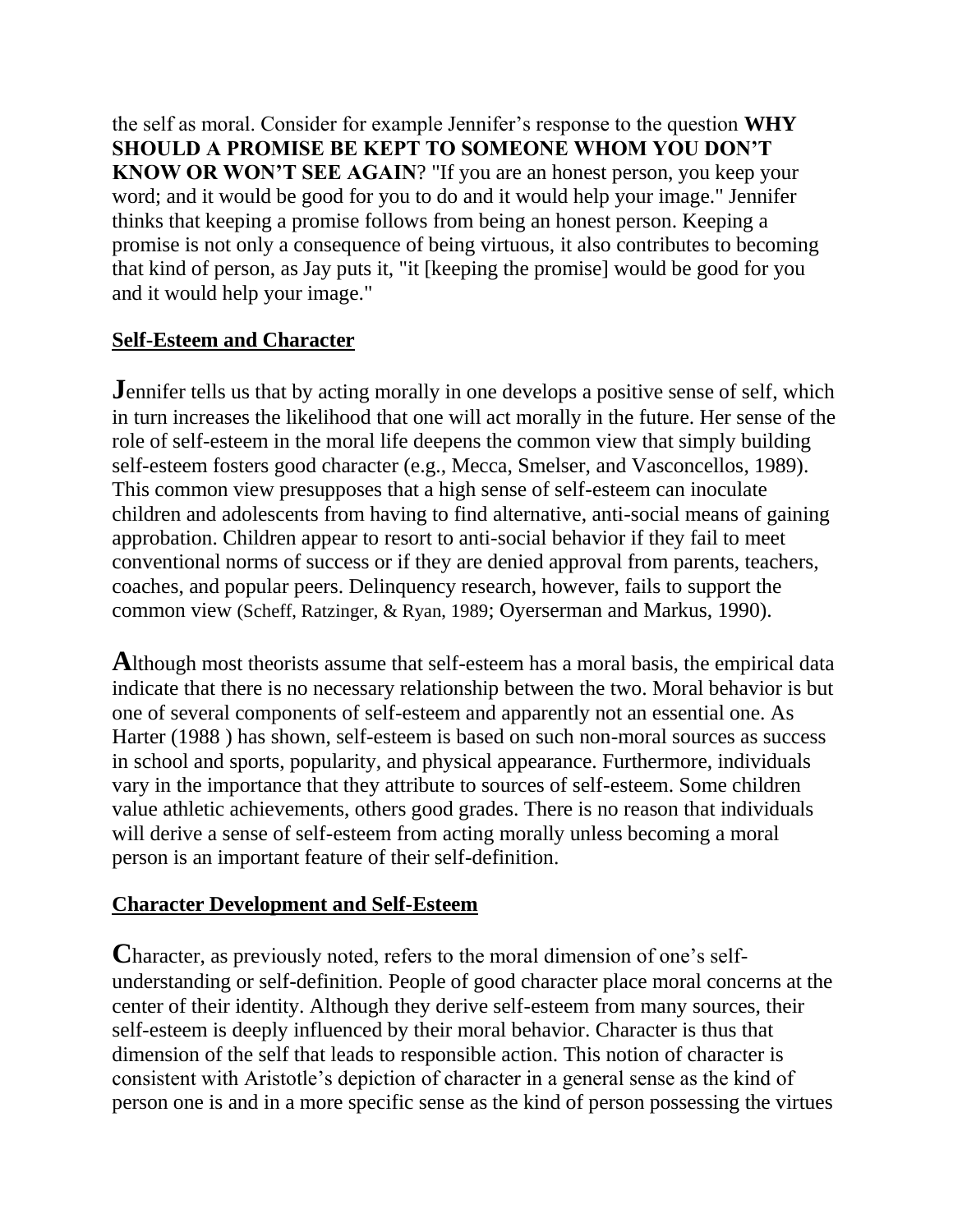the self as moral. Consider for example Jennifer's response to the question **WHY SHOULD A PROMISE BE KEPT TO SOMEONE WHOM YOU DON'T KNOW OR WON'T SEE AGAIN**? "If you are an honest person, you keep your word; and it would be good for you to do and it would help your image." Jennifer thinks that keeping a promise follows from being an honest person. Keeping a promise is not only a consequence of being virtuous, it also contributes to becoming that kind of person, as Jay puts it, "it [keeping the promise] would be good for you and it would help your image."

## Self-Esteem and Character

**J**ennifer tells us that by acting morally in one develops a positive sense of self, which in turn increases the likelihood that one will act morally in the future. Her sense of the role of self-esteem in the moral life deepens the common view that simply building self-esteem fosters good character (e.g., Mecca, Smelser, and Vasconcellos, 1989). This common view presupposes that a high sense of self-esteem can inoculate children and adolescents from having to find alternative, anti-social means of gaining approbation. Children appear to resort to anti-social behavior if they fail to meet conventional norms of success or if they are denied approval from parents, teachers, coaches, and popular peers. Delinquency research, however, fails to support the common view (Scheff, Ratzinger, & Ryan, 1989; Oyerserman and Markus, 1990).

**A**lthough most theorists assume that self-esteem has a moral basis, the empirical data indicate that there is no necessary relationship between the two. Moral behavior is but one of several components of self-esteem and apparently not an essential one. As Harter (1988 ) has shown, self-esteem is based on such non-moral sources as success in school and sports, popularity, and physical appearance. Furthermore, individuals vary in the importance that they attribute to sources of self-esteem. Some children value athletic achievements, others good grades. There is no reason that individuals will derive a sense of self-esteem from acting morally unless becoming a moral person is an important feature of their self-definition.

## Character Development and Self-Esteem

**C**haracter, as previously noted, refers to the moral dimension of one's self-understanding or self-definition. People of good character place moral concerns at the center of their identity. Although they derive self-esteem from many sources, their self-esteem is deeply influenced by their moral behavior. Character is thus that dimension of the self that leads to responsible action. This notion of character is consistent with Aristotle's depiction of character in a general sense as the kind of person one is and in a more specific sense as the kind of person possessing the virtues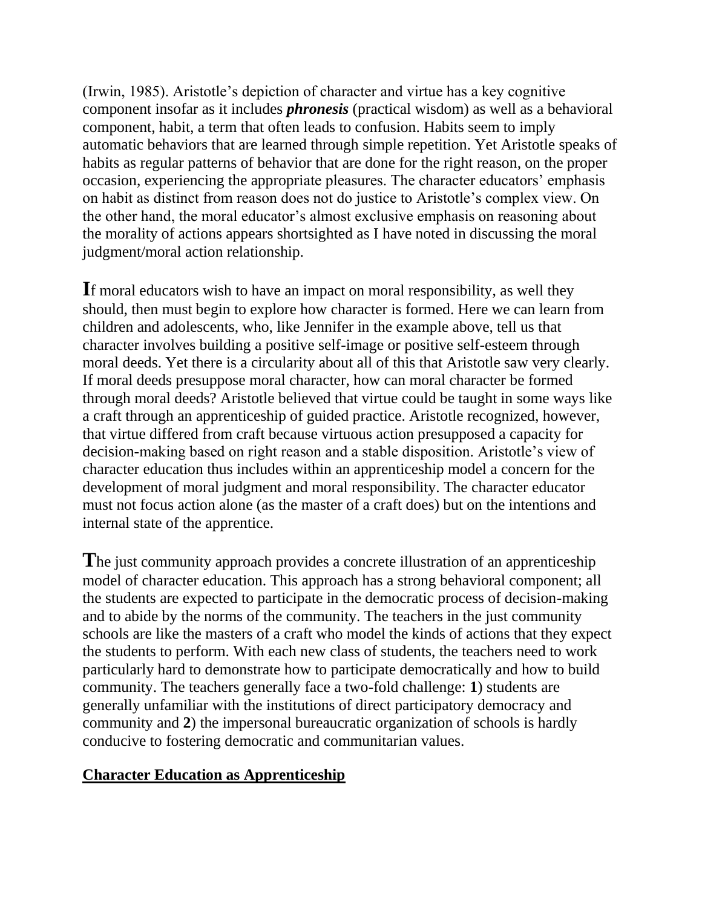(Irwin, 1985). Aristotle's depiction of character and virtue has a key cognitive component insofar as it includes ***phronesis*** (practical wisdom) as well as a behavioral component, habit, a term that often leads to confusion. Habits seem to imply automatic behaviors that are learned through simple repetition. Yet Aristotle speaks of habits as regular patterns of behavior that are done for the right reason, on the proper occasion, experiencing the appropriate pleasures. The character educators' emphasis on habit as distinct from reason does not do justice to Aristotle's complex view. On the other hand, the moral educator's almost exclusive emphasis on reasoning about the morality of actions appears shortsighted as I have noted in discussing the moral judgment/moral action relationship.

**I**f moral educators wish to have an impact on moral responsibility, as well they should, then must begin to explore how character is formed. Here we can learn from children and adolescents, who, like Jennifer in the example above, tell us that character involves building a positive self-image or positive self-esteem through moral deeds. Yet there is a circularity about all of this that Aristotle saw very clearly. If moral deeds presuppose moral character, how can moral character be formed through moral deeds? Aristotle believed that virtue could be taught in some ways like a craft through an apprenticeship of guided practice. Aristotle recognized, however, that virtue differed from craft because virtuous action presupposed a capacity for decision-making based on right reason and a stable disposition. Aristotle's view of character education thus includes within an apprenticeship model a concern for the development of moral judgment and moral responsibility. The character educator must not focus action alone (as the master of a craft does) but on the intentions and internal state of the apprentice.

**T**he just community approach provides a concrete illustration of an apprenticeship model of character education. This approach has a strong behavioral component; all the students are expected to participate in the democratic process of decision-making and to abide by the norms of the community. The teachers in the just community schools are like the masters of a craft who model the kinds of actions that they expect the students to perform. With each new class of students, the teachers need to work particularly hard to demonstrate how to participate democratically and how to build community. The teachers generally face a two-fold challenge: **1**) students are generally unfamiliar with the institutions of direct participatory democracy and community and **2**) the impersonal bureaucratic organization of schools is hardly conducive to fostering democratic and communitarian values.

## Character Education as Apprenticeship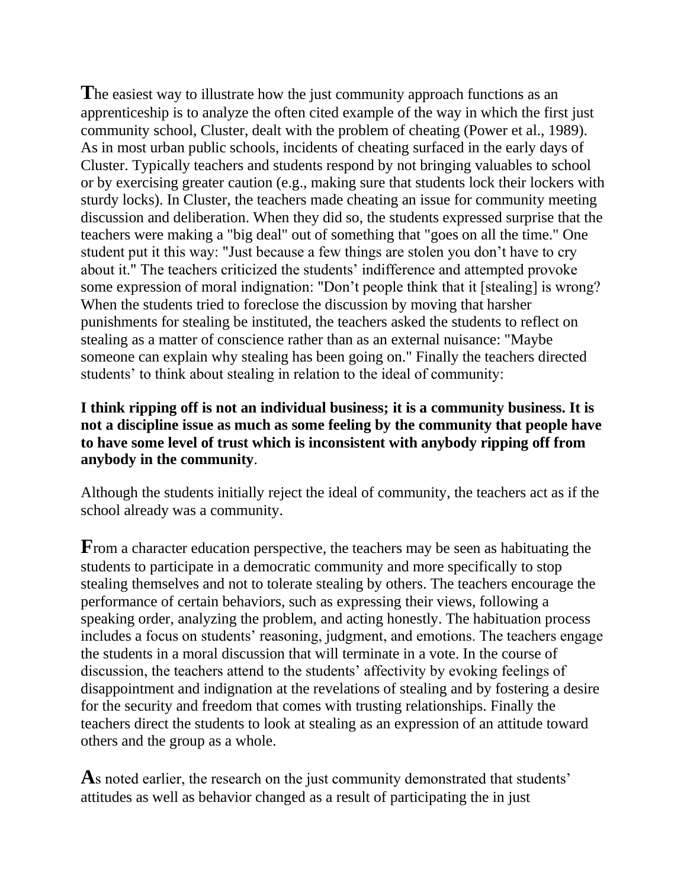The easiest way to illustrate how the just community approach functions as an apprenticeship is to analyze the often cited example of the way in which the first just community school, Cluster, dealt with the problem of cheating (Power et al., 1989). As in most urban public schools, incidents of cheating surfaced in the early days of Cluster. Typically teachers and students respond by not bringing valuables to school or by exercising greater caution (e.g., making sure that students lock their lockers with sturdy locks). In Cluster, the teachers made cheating an issue for community meeting discussion and deliberation. When they did so, the students expressed surprise that the teachers were making a "big deal" out of something that "goes on all the time." One student put it this way: "Just because a few things are stolen you don't have to cry about it." The teachers criticized the students' indifference and attempted provoke some expression of moral indignation: "Don't people think that it [stealing] is wrong? When the students tried to foreclose the discussion by moving that harsher punishments for stealing be instituted, the teachers asked the students to reflect on stealing as a matter of conscience rather than as an external nuisance: "Maybe someone can explain why stealing has been going on." Finally the teachers directed students' to think about stealing in relation to the ideal of community:

**I think ripping off is not an individual business; it is a community business. It is not a discipline issue as much as some feeling by the community that people have to have some level of trust which is inconsistent with anybody ripping off from anybody in the community**.

Although the students initially reject the ideal of community, the teachers act as if the school already was a community.

From a character education perspective, the teachers may be seen as habituating the students to participate in a democratic community and more specifically to stop stealing themselves and not to tolerate stealing by others. The teachers encourage the performance of certain behaviors, such as expressing their views, following a speaking order, analyzing the problem, and acting honestly. The habituation process includes a focus on students' reasoning, judgment, and emotions. The teachers engage the students in a moral discussion that will terminate in a vote. In the course of discussion, the teachers attend to the students' affectivity by evoking feelings of disappointment and indignation at the revelations of stealing and by fostering a desire for the security and freedom that comes with trusting relationships. Finally the teachers direct the students to look at stealing as an expression of an attitude toward others and the group as a whole.

As noted earlier, the research on the just community demonstrated that students' attitudes as well as behavior changed as a result of participating the in just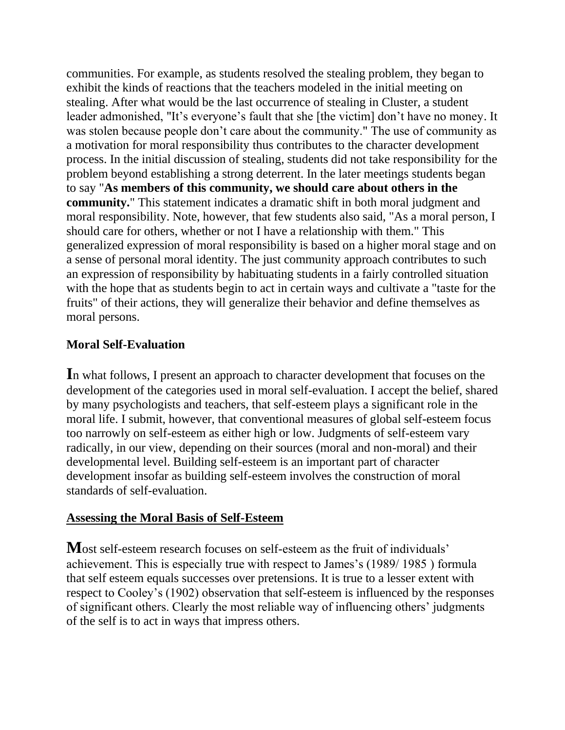communities. For example, as students resolved the stealing problem, they began to exhibit the kinds of reactions that the teachers modeled in the initial meeting on stealing. After what would be the last occurrence of stealing in Cluster, a student leader admonished, "It's everyone's fault that she [the victim] don't have no money. It was stolen because people don't care about the community." The use of community as a motivation for moral responsibility thus contributes to the character development process. In the initial discussion of stealing, students did not take responsibility for the problem beyond establishing a strong deterrent. In the later meetings students began to say "**As members of this community, we should care about others in the community.**" This statement indicates a dramatic shift in both moral judgment and moral responsibility. Note, however, that few students also said, "As a moral person, I should care for others, whether or not I have a relationship with them." This generalized expression of moral responsibility is based on a higher moral stage and on a sense of personal moral identity. The just community approach contributes to such an expression of responsibility by habituating students in a fairly controlled situation with the hope that as students begin to act in certain ways and cultivate a "taste for the fruits" of their actions, they will generalize their behavior and define themselves as moral persons.

## Moral Self-Evaluation

**I**n what follows, I present an approach to character development that focuses on the development of the categories used in moral self-evaluation. I accept the belief, shared by many psychologists and teachers, that self-esteem plays a significant role in the moral life. I submit, however, that conventional measures of global self-esteem focus too narrowly on self-esteem as either high or low. Judgments of self-esteem vary radically, in our view, depending on their sources (moral and non-moral) and their developmental level. Building self-esteem is an important part of character development insofar as building self-esteem involves the construction of moral standards of self-evaluation.

### Assessing the Moral Basis of Self-Esteem

**M**ost self-esteem research focuses on self-esteem as the fruit of individuals' achievement. This is especially true with respect to James's (1989/ 1985 ) formula that self esteem equals successes over pretensions. It is true to a lesser extent with respect to Cooley's (1902) observation that self-esteem is influenced by the responses of significant others. Clearly the most reliable way of influencing others' judgments of the self is to act in ways that impress others.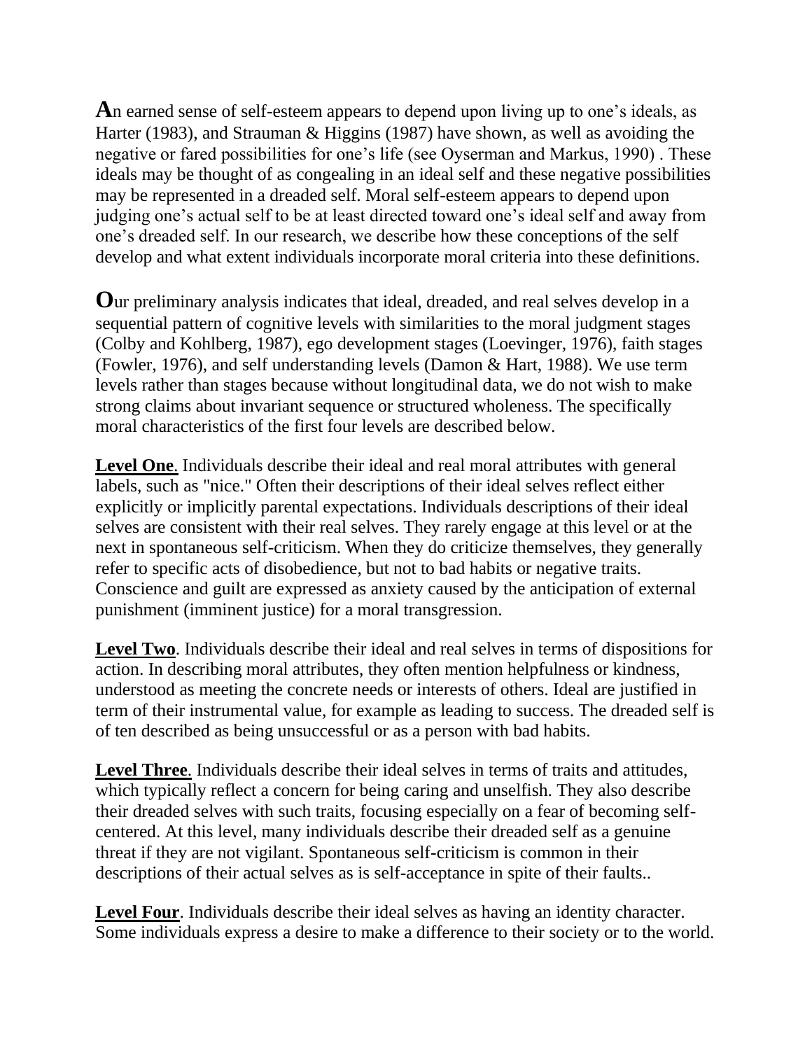**A**n earned sense of self-esteem appears to depend upon living up to one's ideals, as Harter (1983), and Strauman & Higgins (1987) have shown, as well as avoiding the negative or fared possibilities for one's life (see Oyserman and Markus, 1990) . These ideals may be thought of as congealing in an ideal self and these negative possibilities may be represented in a dreaded self. Moral self-esteem appears to depend upon judging one's actual self to be at least directed toward one's ideal self and away from one's dreaded self. In our research, we describe how these conceptions of the self develop and what extent individuals incorporate moral criteria into these definitions.

**O**ur preliminary analysis indicates that ideal, dreaded, and real selves develop in a sequential pattern of cognitive levels with similarities to the moral judgment stages (Colby and Kohlberg, 1987), ego development stages (Loevinger, 1976), faith stages (Fowler, 1976), and self understanding levels (Damon & Hart, 1988). We use term levels rather than stages because without longitudinal data, we do not wish to make strong claims about invariant sequence or structured wholeness. The specifically moral characteristics of the first four levels are described below.

**Level One**. Individuals describe their ideal and real moral attributes with general labels, such as "nice." Often their descriptions of their ideal selves reflect either explicitly or implicitly parental expectations. Individuals descriptions of their ideal selves are consistent with their real selves. They rarely engage at this level or at the next in spontaneous self-criticism. When they do criticize themselves, they generally refer to specific acts of disobedience, but not to bad habits or negative traits. Conscience and guilt are expressed as anxiety caused by the anticipation of external punishment (imminent justice) for a moral transgression.

**Level Two**. Individuals describe their ideal and real selves in terms of dispositions for action. In describing moral attributes, they often mention helpfulness or kindness, understood as meeting the concrete needs or interests of others. Ideal are justified in term of their instrumental value, for example as leading to success. The dreaded self is of ten described as being unsuccessful or as a person with bad habits.

**Level Three**. Individuals describe their ideal selves in terms of traits and attitudes, which typically reflect a concern for being caring and unselfish. They also describe their dreaded selves with such traits, focusing especially on a fear of becoming self-centered. At this level, many individuals describe their dreaded self as a genuine threat if they are not vigilant. Spontaneous self-criticism is common in their descriptions of their actual selves as is self-acceptance in spite of their faults..

**Level Four**. Individuals describe their ideal selves as having an identity character. Some individuals express a desire to make a difference to their society or to the world.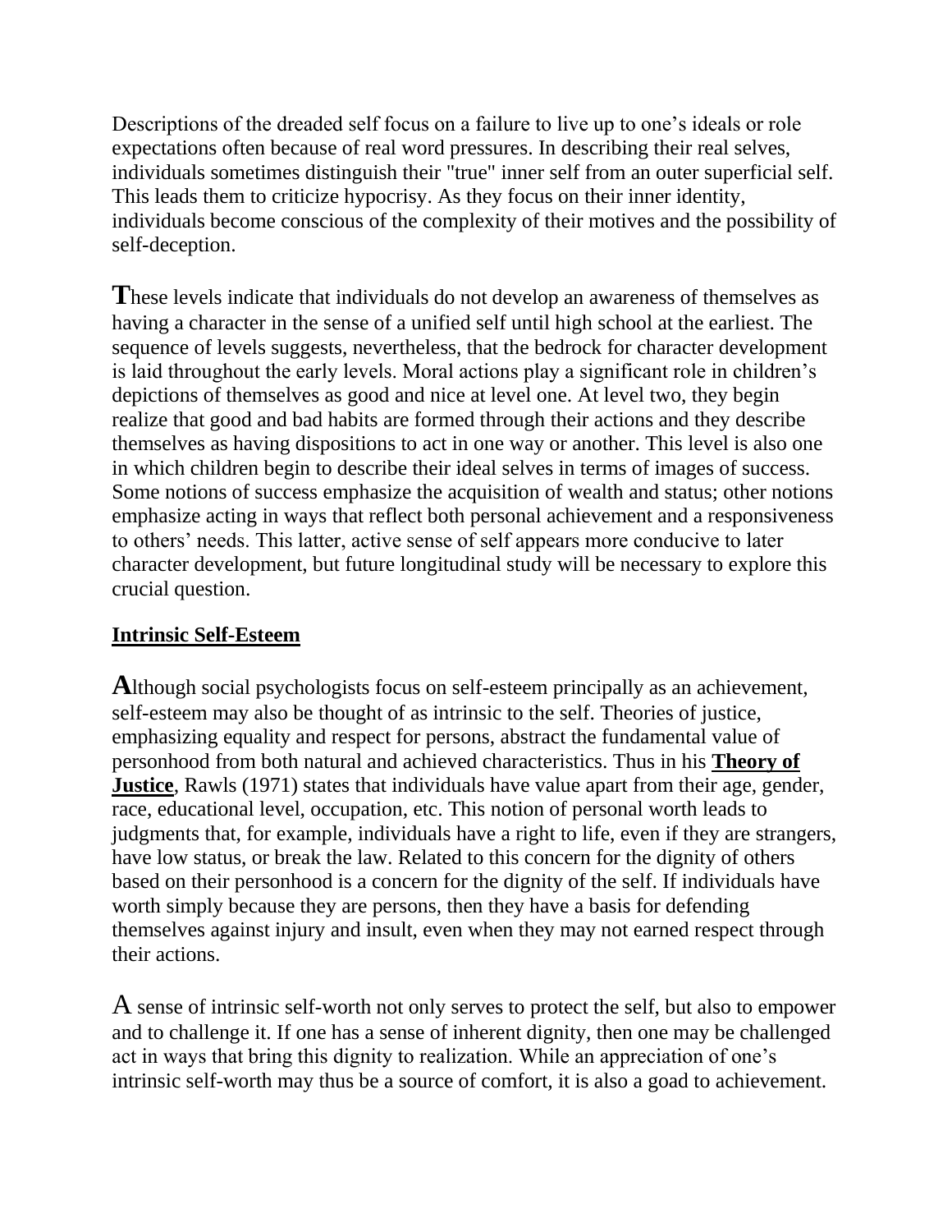Descriptions of the dreaded self focus on a failure to live up to one's ideals or role expectations often because of real word pressures. In describing their real selves, individuals sometimes distinguish their "true" inner self from an outer superficial self. This leads them to criticize hypocrisy. As they focus on their inner identity, individuals become conscious of the complexity of their motives and the possibility of self-deception.

These levels indicate that individuals do not develop an awareness of themselves as having a character in the sense of a unified self until high school at the earliest. The sequence of levels suggests, nevertheless, that the bedrock for character development is laid throughout the early levels. Moral actions play a significant role in children's depictions of themselves as good and nice at level one. At level two, they begin realize that good and bad habits are formed through their actions and they describe themselves as having dispositions to act in one way or another. This level is also one in which children begin to describe their ideal selves in terms of images of success. Some notions of success emphasize the acquisition of wealth and status; other notions emphasize acting in ways that reflect both personal achievement and a responsiveness to others' needs. This latter, active sense of self appears more conducive to later character development, but future longitudinal study will be necessary to explore this crucial question.

## Intrinsic Self-Esteem

Although social psychologists focus on self-esteem principally as an achievement, self-esteem may also be thought of as intrinsic to the self. Theories of justice, emphasizing equality and respect for persons, abstract the fundamental value of personhood from both natural and achieved characteristics. Thus in his **Theory of Justice**, Rawls (1971) states that individuals have value apart from their age, gender, race, educational level, occupation, etc. This notion of personal worth leads to judgments that, for example, individuals have a right to life, even if they are strangers, have low status, or break the law. Related to this concern for the dignity of others based on their personhood is a concern for the dignity of the self. If individuals have worth simply because they are persons, then they have a basis for defending themselves against injury and insult, even when they may not earned respect through their actions.

A sense of intrinsic self-worth not only serves to protect the self, but also to empower and to challenge it. If one has a sense of inherent dignity, then one may be challenged act in ways that bring this dignity to realization. While an appreciation of one's intrinsic self-worth may thus be a source of comfort, it is also a goad to achievement.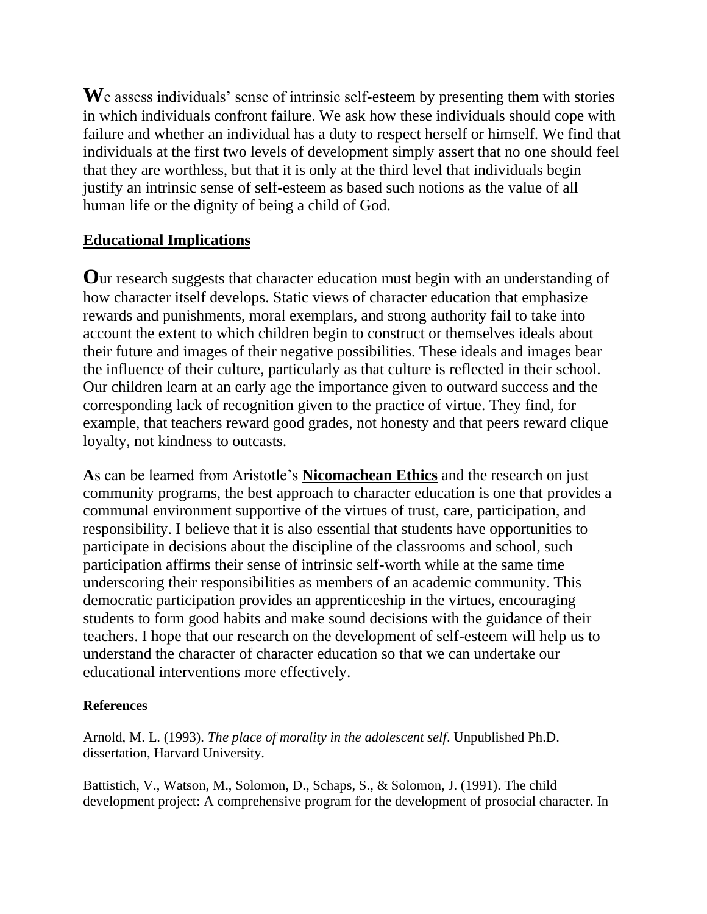**W**e assess individuals' sense of intrinsic self-esteem by presenting them with stories in which individuals confront failure. We ask how these individuals should cope with failure and whether an individual has a duty to respect herself or himself. We find that individuals at the first two levels of development simply assert that no one should feel that they are worthless, but that it is only at the third level that individuals begin justify an intrinsic sense of self-esteem as based such notions as the value of all human life or the dignity of being a child of God.

## Educational Implications

**O**ur research suggests that character education must begin with an understanding of how character itself develops. Static views of character education that emphasize rewards and punishments, moral exemplars, and strong authority fail to take into account the extent to which children begin to construct or themselves ideals about their future and images of their negative possibilities. These ideals and images bear the influence of their culture, particularly as that culture is reflected in their school. Our children learn at an early age the importance given to outward success and the corresponding lack of recognition given to the practice of virtue. They find, for example, that teachers reward good grades, not honesty and that peers reward clique loyalty, not kindness to outcasts.

**A**s can be learned from Aristotle's **Nicomachean Ethics** and the research on just community programs, the best approach to character education is one that provides a communal environment supportive of the virtues of trust, care, participation, and responsibility. I believe that it is also essential that students have opportunities to participate in decisions about the discipline of the classrooms and school, such participation affirms their sense of intrinsic self-worth while at the same time underscoring their responsibilities as members of an academic community. This democratic participation provides an apprenticeship in the virtues, encouraging students to form good habits and make sound decisions with the guidance of their teachers. I hope that our research on the development of self-esteem will help us to understand the character of character education so that we can undertake our educational interventions more effectively.

### References

Arnold, M. L. (1993). *The place of morality in the adolescent self*. Unpublished Ph.D. dissertation, Harvard University.

Battistich, V., Watson, M., Solomon, D., Schaps, S., & Solomon, J. (1991). The child development project: A comprehensive program for the development of prosocial character. In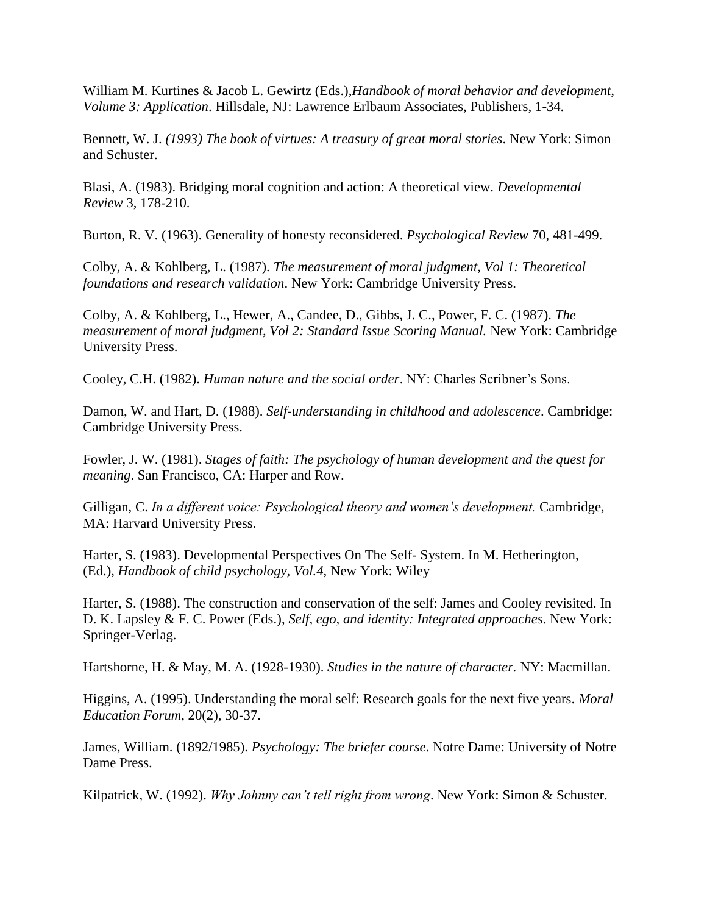William M. Kurtines & Jacob L. Gewirtz (Eds.),*Handbook of moral behavior and development, Volume 3: Application*. Hillsdale, NJ: Lawrence Erlbaum Associates, Publishers, 1-34.

Bennett, W. J. *(1993) The book of virtues: A treasury of great moral stories*. New York: Simon and Schuster.

Blasi, A. (1983). Bridging moral cognition and action: A theoretical view. *Developmental Review* 3, 178-210.

Burton, R. V. (1963). Generality of honesty reconsidered. *Psychological Review* 70, 481-499.

Colby, A. & Kohlberg, L. (1987). *The measurement of moral judgment, Vol 1: Theoretical foundations and research validation*. New York: Cambridge University Press.

Colby, A. & Kohlberg, L., Hewer, A., Candee, D., Gibbs, J. C., Power, F. C. (1987). *The measurement of moral judgment, Vol 2: Standard Issue Scoring Manual.* New York: Cambridge University Press.

Cooley, C.H. (1982). *Human nature and the social order*. NY: Charles Scribner's Sons.

Damon, W. and Hart, D. (1988). *Self-understanding in childhood and adolescence*. Cambridge: Cambridge University Press.

Fowler, J. W. (1981). *Stages of faith: The psychology of human development and the quest for meaning*. San Francisco, CA: Harper and Row.

Gilligan, C. *In a different voice: Psychological theory and women's development.* Cambridge, MA: Harvard University Press.

Harter, S. (1983). Developmental Perspectives On The Self- System. In M. Hetherington, (Ed.), *Handbook of child psychology, Vol.4,* New York: Wiley

Harter, S. (1988). The construction and conservation of the self: James and Cooley revisited. In D. K. Lapsley & F. C. Power (Eds.), *Self, ego, and identity: Integrated approaches*. New York: Springer-Verlag.

Hartshorne, H. & May, M. A. (1928-1930). *Studies in the nature of character.* NY: Macmillan.

Higgins, A. (1995). Understanding the moral self: Research goals for the next five years. *Moral Education Forum*, 20(2), 30-37.

James, William. (1892/1985). *Psychology: The briefer course*. Notre Dame: University of Notre Dame Press.

Kilpatrick, W. (1992). *Why Johnny can't tell right from wrong*. New York: Simon & Schuster.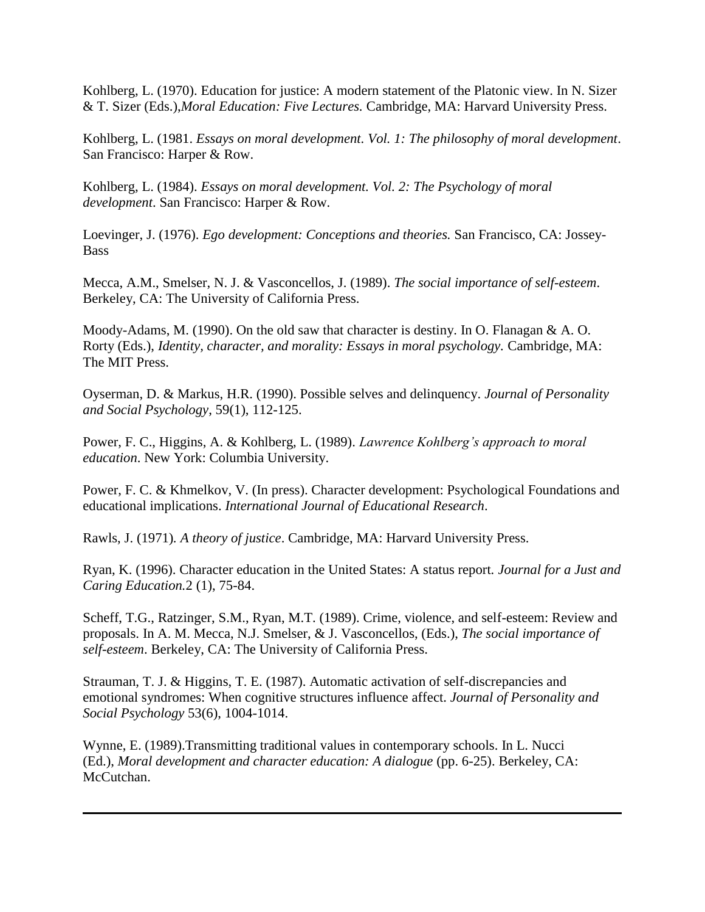Kohlberg, L. (1970). Education for justice: A modern statement of the Platonic view. In N. Sizer & T. Sizer (Eds.),*Moral Education: Five Lectures.* Cambridge, MA: Harvard University Press.

Kohlberg, L. (1981. *Essays on moral development. Vol. 1: The philosophy of moral development*. San Francisco: Harper & Row.

Kohlberg, L. (1984). *Essays on moral development. Vol. 2: The Psychology of moral development*. San Francisco: Harper & Row.

Loevinger, J. (1976). *Ego development: Conceptions and theories.* San Francisco, CA: Jossey-Bass

Mecca, A.M., Smelser, N. J. & Vasconcellos, J. (1989). *The social importance of self-esteem*. Berkeley, CA: The University of California Press.

Moody-Adams, M. (1990). On the old saw that character is destiny. In O. Flanagan & A. O. Rorty (Eds.), *Identity, character, and morality: Essays in moral psychology.* Cambridge, MA: The MIT Press.

Oyserman, D. & Markus, H.R. (1990). Possible selves and delinquency. *Journal of Personality and Social Psychology*, 59(1), 112-125.

Power, F. C., Higgins, A. & Kohlberg, L. (1989). *Lawrence Kohlberg's approach to moral education*. New York: Columbia University.

Power, F. C. & Khmelkov, V. (In press). Character development: Psychological Foundations and educational implications. *International Journal of Educational Research*.

Rawls, J. (1971). *A theory of justice*. Cambridge, MA: Harvard University Press.

Ryan, K. (1996). Character education in the United States: A status report. *Journal for a Just and Caring Education.*2 (1), 75-84.

Scheff, T.G., Ratzinger, S.M., Ryan, M.T. (1989). Crime, violence, and self-esteem: Review and proposals. In A. M. Mecca, N.J. Smelser, & J. Vasconcellos, (Eds.), *The social importance of self-esteem*. Berkeley, CA: The University of California Press.

Strauman, T. J. & Higgins, T. E. (1987). Automatic activation of self-discrepancies and emotional syndromes: When cognitive structures influence affect. *Journal of Personality and Social Psychology* 53(6), 1004-1014.

Wynne, E. (1989).Transmitting traditional values in contemporary schools. In L. Nucci (Ed.), *Moral development and character education: A dialogue* (pp. 6-25). Berkeley, CA: McCutchan.

---